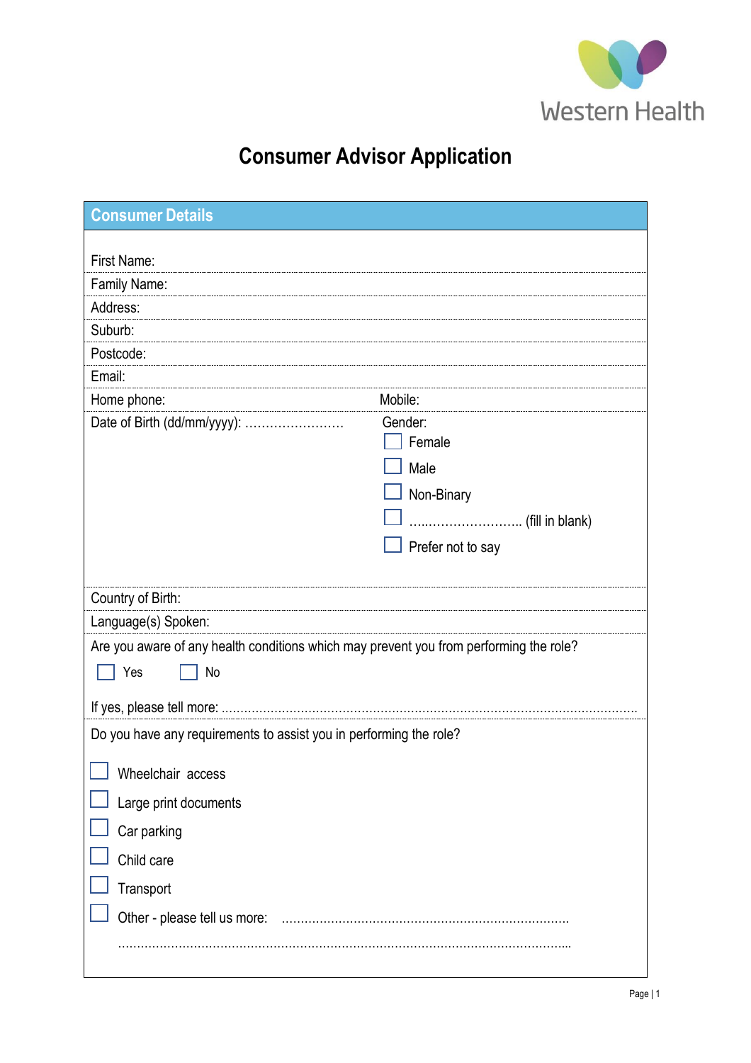Western Health

# Consumer Advisor Application

## Consumer Details

First Name:

Family Name:

Address:

Suburb:

Postcode:

Email:

Home phone: Mobile:

Date of Birth (dd/mm/yyyy): ……………………

Gender:

- ☐ Female
- ☐ Male
- ☐ Non-Binary
- ☐ ……………………… (fill in blank)
- ☐ Prefer not to say

Country of Birth:

Language(s) Spoken:

Are you aware of any health conditions which may prevent you from performing the role?

☐ Yes ☐ No

If yes, please tell more: ……………………………………………………………………………………………

Do you have any requirements to assist you in performing the role?

- ☐ Wheelchair access
- ☐ Large print documents
- ☐ Car parking
- ☐ Child care
- ☐ Transport
- ☐ Other - please tell us more: ………………………………………………………………………

………………………………………………………………………………………………………………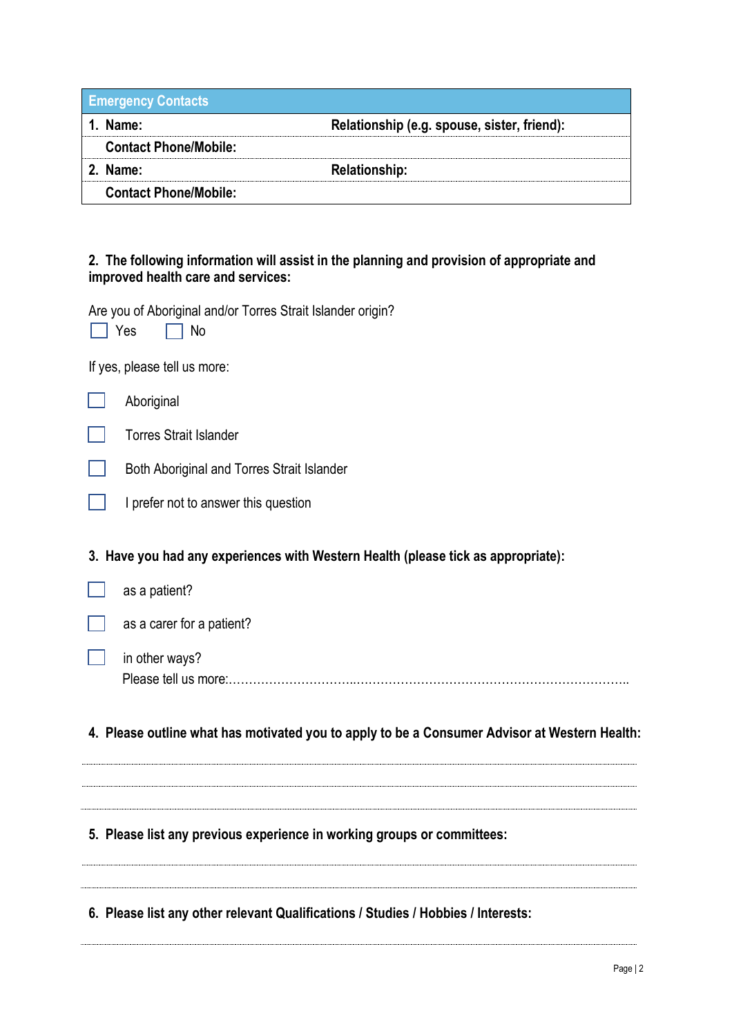| Emergency Contacts | |
|---|---|
| **1. Name:** | **Relationship (e.g. spouse, sister, friend):** |
| **Contact Phone/Mobile:** | |
| **2. Name:** | **Relationship:** |
| **Contact Phone/Mobile:** | |

**2. The following information will assist in the planning and provision of appropriate and improved health care and services:**

Are you of Aboriginal and/or Torres Strait Islander origin?

☐ Yes ☐ No

If yes, please tell us more:

☐ Aboriginal

☐ Torres Strait Islander

☐ Both Aboriginal and Torres Strait Islander

☐ I prefer not to answer this question

**3. Have you had any experiences with Western Health (please tick as appropriate):**

☐ as a patient?

☐ as a carer for a patient?

☐ in other ways?
Please tell us more:……………………………..……………………………………………………………..

**4. Please outline what has motivated you to apply to be a Consumer Advisor at Western Health:**

……………………………………………………………………………………………………………………

……………………………………………………………………………………………………………………

……………………………………………………………………………………………………………………

**5. Please list any previous experience in working groups or committees:**

……………………………………………………………………………………………………………………

……………………………………………………………………………………………………………………

**6. Please list any other relevant Qualifications / Studies / Hobbies / Interests:**

……………………………………………………………………………………………………………………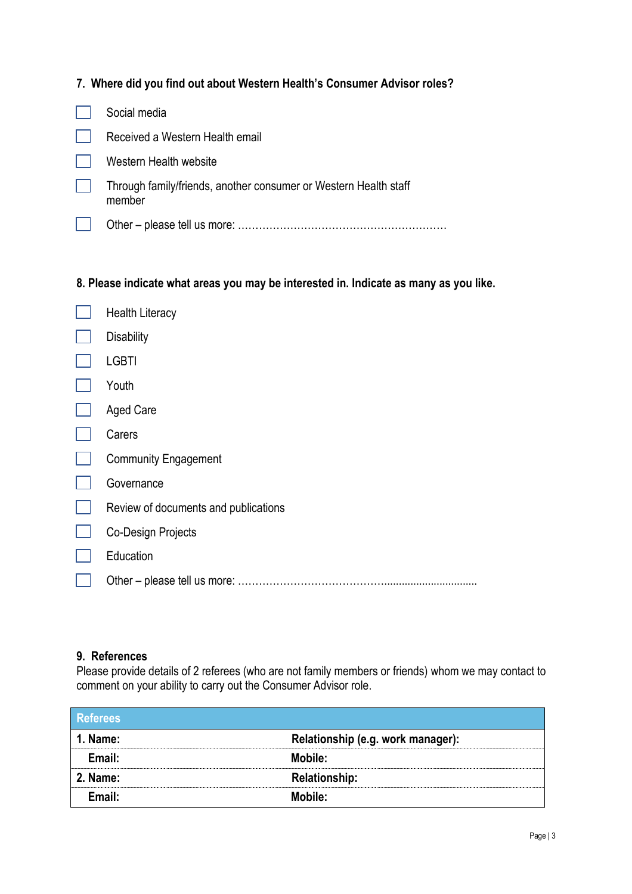**7. Where did you find out about Western Health's Consumer Advisor roles?**

- ☐ Social media
- ☐ Received a Western Health email
- ☐ Western Health website
- ☐ Through family/friends, another consumer or Western Health staff member
- ☐ Other – please tell us more: ……………………………………………………

**8. Please indicate what areas you may be interested in. Indicate as many as you like.**

- ☐ Health Literacy
- ☐ Disability
- ☐ LGBTI
- ☐ Youth
- ☐ Aged Care
- ☐ Carers
- ☐ Community Engagement
- ☐ Governance
- ☐ Review of documents and publications
- ☐ Co-Design Projects
- ☐ Education
- ☐ Other – please tell us more: ……………………………………...............................

**9. References**

Please provide details of 2 referees (who are not family members or friends) whom we may contact to comment on your ability to carry out the Consumer Advisor role.

| Referees | |
|---|---|
| **1. Name:** | **Relationship (e.g. work manager):** |
| **Email:** | **Mobile:** |
| **2. Name:** | **Relationship:** |
| **Email:** | **Mobile:** |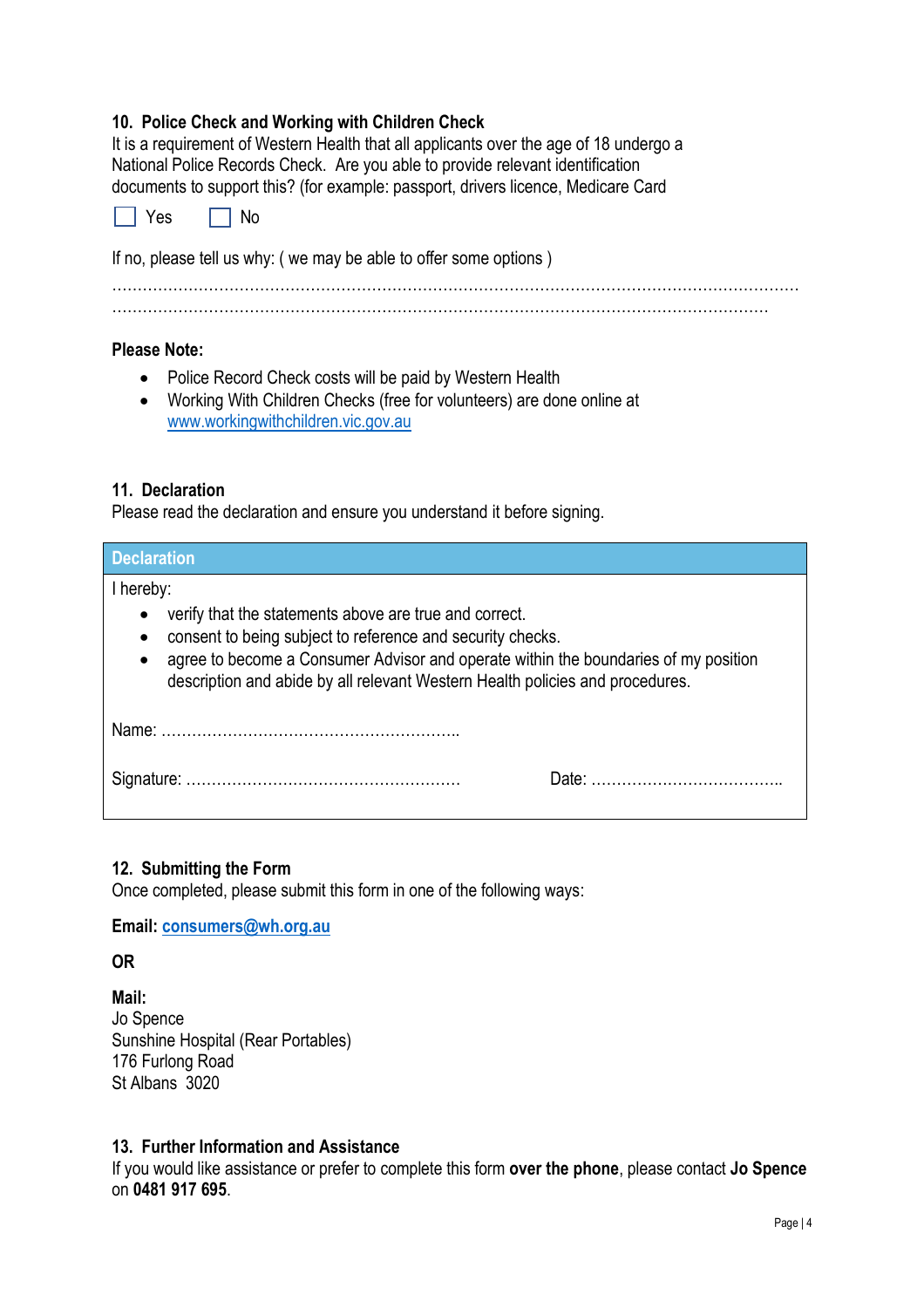## 10. Police Check and Working with Children Check

It is a requirement of Western Health that all applicants over the age of 18 undergo a National Police Records Check. Are you able to provide relevant identification documents to support this? (for example: passport, drivers licence, Medicare Card

☐ Yes ☐ No

If no, please tell us why: ( we may be able to offer some options )

…………………………………………………………………………………………………………………………
……………………………………………………………………………………………………………………

**Please Note:**

- Police Record Check costs will be paid by Western Health
- Working With Children Checks (free for volunteers) are done online at [www.workingwithchildren.vic.gov.au](http://www.workingwithchildren.vic.gov.au)

## 11. Declaration

Please read the declaration and ensure you understand it before signing.

| Declaration |
| --- |
| I hereby:<br>• verify that the statements above are true and correct.<br>• consent to being subject to reference and security checks.<br>• agree to become a Consumer Advisor and operate within the boundaries of my position description and abide by all relevant Western Health policies and procedures.<br><br>Name: …………………………………………………..<br><br>Signature: ……………………………………………… Date: ……………………………….. |

## 12. Submitting the Form

Once completed, please submit this form in one of the following ways:

**Email: [consumers@wh.org.au](mailto:consumers@wh.org.au)**

**OR**

**Mail:**
Jo Spence
Sunshine Hospital (Rear Portables)
176 Furlong Road
St Albans 3020

## 13. Further Information and Assistance

If you would like assistance or prefer to complete this form **over the phone**, please contact **Jo Spence** on **0481 917 695**.